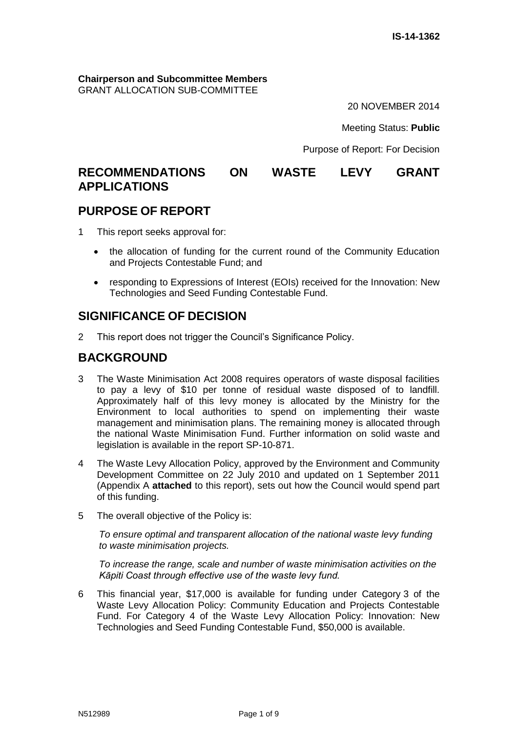IS-14-1362

**Chairperson and Subcommittee Members**
GRANT ALLOCATION SUB-COMMITTEE

20 NOVEMBER 2014

Meeting Status: **Public**

Purpose of Report: For Decision

# RECOMMENDATIONS ON WASTE LEVY GRANT APPLICATIONS

## PURPOSE OF REPORT

1 This report seeks approval for:

- the allocation of funding for the current round of the Community Education and Projects Contestable Fund; and
- responding to Expressions of Interest (EOIs) received for the Innovation: New Technologies and Seed Funding Contestable Fund.

## SIGNIFICANCE OF DECISION

2 This report does not trigger the Council's Significance Policy.

## BACKGROUND

3 The Waste Minimisation Act 2008 requires operators of waste disposal facilities to pay a levy of $10 per tonne of residual waste disposed of to landfill. Approximately half of this levy money is allocated by the Ministry for the Environment to local authorities to spend on implementing their waste management and minimisation plans. The remaining money is allocated through the national Waste Minimisation Fund. Further information on solid waste and legislation is available in the report SP-10-871.

4 The Waste Levy Allocation Policy, approved by the Environment and Community Development Committee on 22 July 2010 and updated on 1 September 2011 (Appendix A **attached** to this report), sets out how the Council would spend part of this funding.

5 The overall objective of the Policy is:

*To ensure optimal and transparent allocation of the national waste levy funding to waste minimisation projects.*

*To increase the range, scale and number of waste minimisation activities on the Kāpiti Coast through effective use of the waste levy fund.*

6 This financial year, $17,000 is available for funding under Category 3 of the Waste Levy Allocation Policy: Community Education and Projects Contestable Fund. For Category 4 of the Waste Levy Allocation Policy: Innovation: New Technologies and Seed Funding Contestable Fund, $50,000 is available.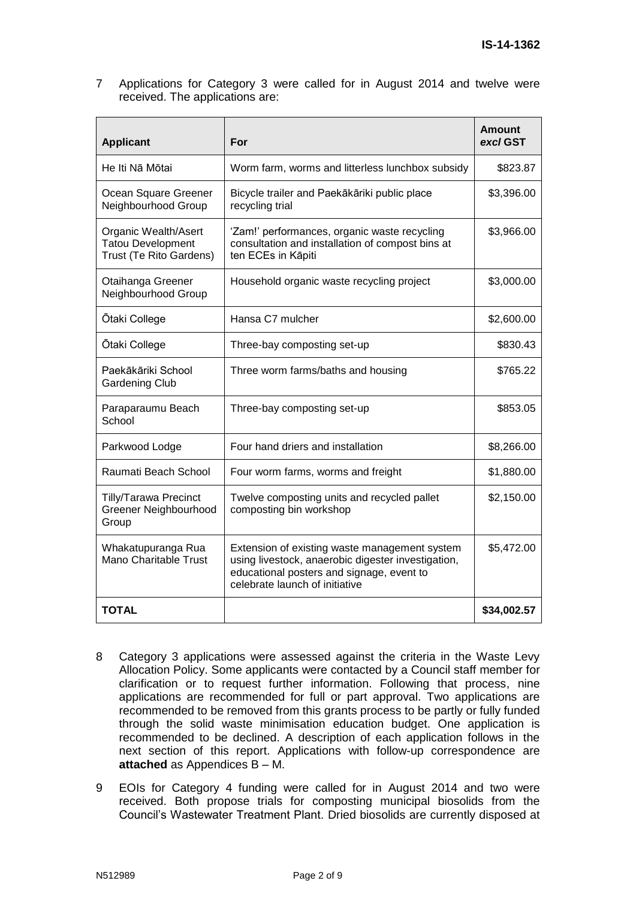7 Applications for Category 3 were called for in August 2014 and twelve were received. The applications are:

| Applicant | For | Amount *excl* GST |
|---|---|---|
| He Iti Nā Mōtai | Worm farm, worms and litterless lunchbox subsidy | $823.87 |
| Ocean Square Greener Neighbourhood Group | Bicycle trailer and Paekākāriki public place recycling trial | $3,396.00 |
| Organic Wealth/Asert Tatou Development Trust (Te Rito Gardens) | 'Zam!' performances, organic waste recycling consultation and installation of compost bins at ten ECEs in Kāpiti | $3,966.00 |
| Otaihanga Greener Neighbourhood Group | Household organic waste recycling project | $3,000.00 |
| Ōtaki College | Hansa C7 mulcher | $2,600.00 |
| Ōtaki College | Three-bay composting set-up | $830.43 |
| Paekākāriki School Gardening Club | Three worm farms/baths and housing | $765.22 |
| Paraparaumu Beach School | Three-bay composting set-up | $853.05 |
| Parkwood Lodge | Four hand driers and installation | $8,266.00 |
| Raumati Beach School | Four worm farms, worms and freight | $1,880.00 |
| Tilly/Tarawa Precinct Greener Neighbourhood Group | Twelve composting units and recycled pallet composting bin workshop | $2,150.00 |
| Whakatupuranga Rua Mano Charitable Trust | Extension of existing waste management system using livestock, anaerobic digester investigation, educational posters and signage, event to celebrate launch of initiative | $5,472.00 |
| **TOTAL** | | **$34,002.57** |

8 Category 3 applications were assessed against the criteria in the Waste Levy Allocation Policy. Some applicants were contacted by a Council staff member for clarification or to request further information. Following that process, nine applications are recommended for full or part approval. Two applications are recommended to be removed from this grants process to be partly or fully funded through the solid waste minimisation education budget. One application is recommended to be declined. A description of each application follows in the next section of this report. Applications with follow-up correspondence are **attached** as Appendices B – M.

9 EOIs for Category 4 funding were called for in August 2014 and two were received. Both propose trials for composting municipal biosolids from the Council's Wastewater Treatment Plant. Dried biosolids are currently disposed at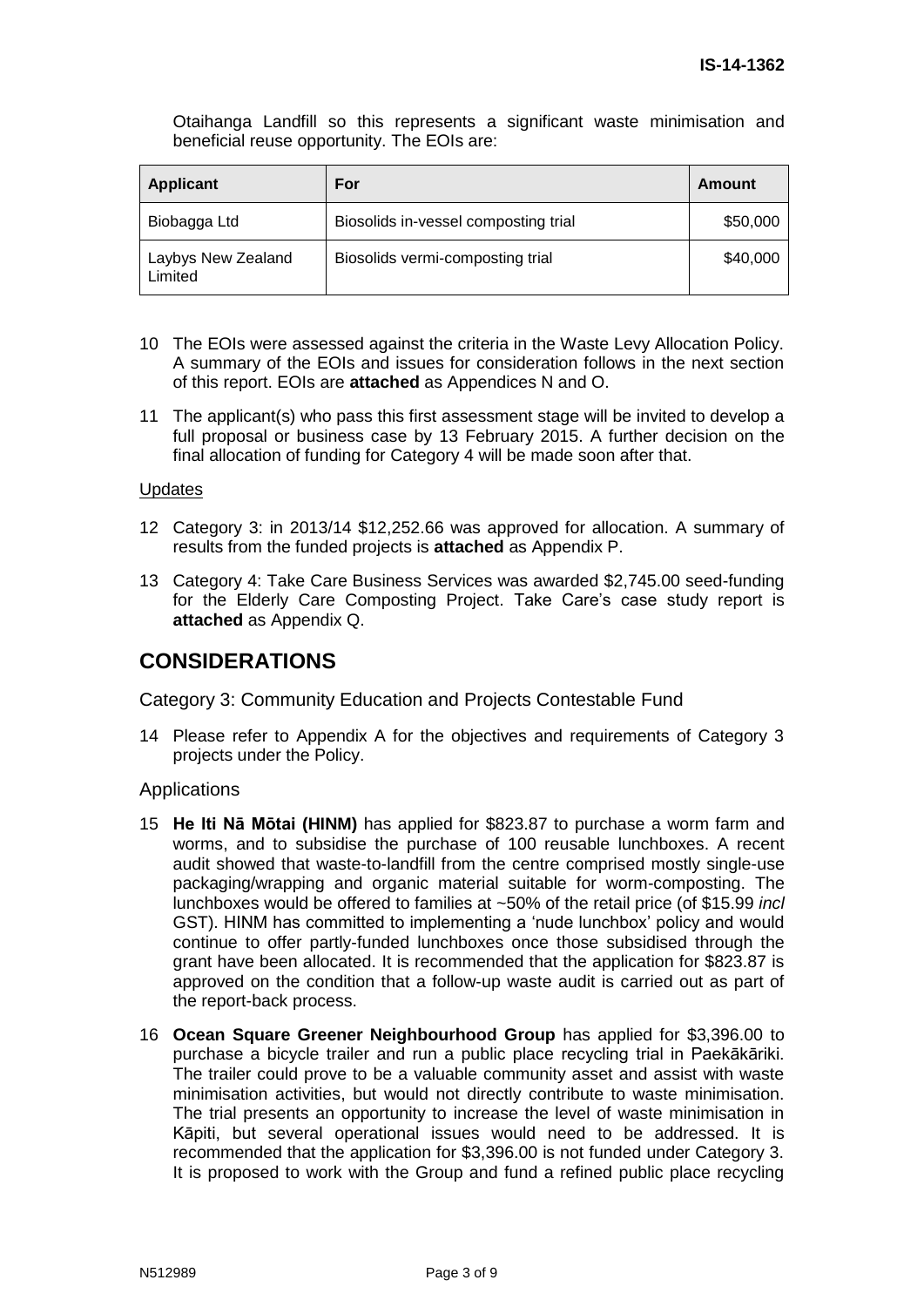Otaihanga Landfill so this represents a significant waste minimisation and beneficial reuse opportunity. The EOIs are:

| Applicant | For | Amount |
| --- | --- | --- |
| Biobagga Ltd | Biosolids in-vessel composting trial | \$50,000 |
| Laybys New Zealand Limited | Biosolids vermi-composting trial | \$40,000 |

10 The EOIs were assessed against the criteria in the Waste Levy Allocation Policy. A summary of the EOIs and issues for consideration follows in the next section of this report. EOIs are **attached** as Appendices N and O.

11 The applicant(s) who pass this first assessment stage will be invited to develop a full proposal or business case by 13 February 2015. A further decision on the final allocation of funding for Category 4 will be made soon after that.

Updates

12 Category 3: in 2013/14 \$12,252.66 was approved for allocation. A summary of results from the funded projects is **attached** as Appendix P.

13 Category 4: Take Care Business Services was awarded \$2,745.00 seed-funding for the Elderly Care Composting Project. Take Care's case study report is **attached** as Appendix Q.

## CONSIDERATIONS

### Category 3: Community Education and Projects Contestable Fund

14 Please refer to Appendix A for the objectives and requirements of Category 3 projects under the Policy.

### Applications

15 **He Iti Nā Mōtai (HINM)** has applied for \$823.87 to purchase a worm farm and worms, and to subsidise the purchase of 100 reusable lunchboxes. A recent audit showed that waste-to-landfill from the centre comprised mostly single-use packaging/wrapping and organic material suitable for worm-composting. The lunchboxes would be offered to families at ~50% of the retail price (of \$15.99 *incl* GST). HINM has committed to implementing a 'nude lunchbox' policy and would continue to offer partly-funded lunchboxes once those subsidised through the grant have been allocated. It is recommended that the application for \$823.87 is approved on the condition that a follow-up waste audit is carried out as part of the report-back process.

16 **Ocean Square Greener Neighbourhood Group** has applied for \$3,396.00 to purchase a bicycle trailer and run a public place recycling trial in Paekākāriki. The trailer could prove to be a valuable community asset and assist with waste minimisation activities, but would not directly contribute to waste minimisation. The trial presents an opportunity to increase the level of waste minimisation in Kāpiti, but several operational issues would need to be addressed. It is recommended that the application for \$3,396.00 is not funded under Category 3. It is proposed to work with the Group and fund a refined public place recycling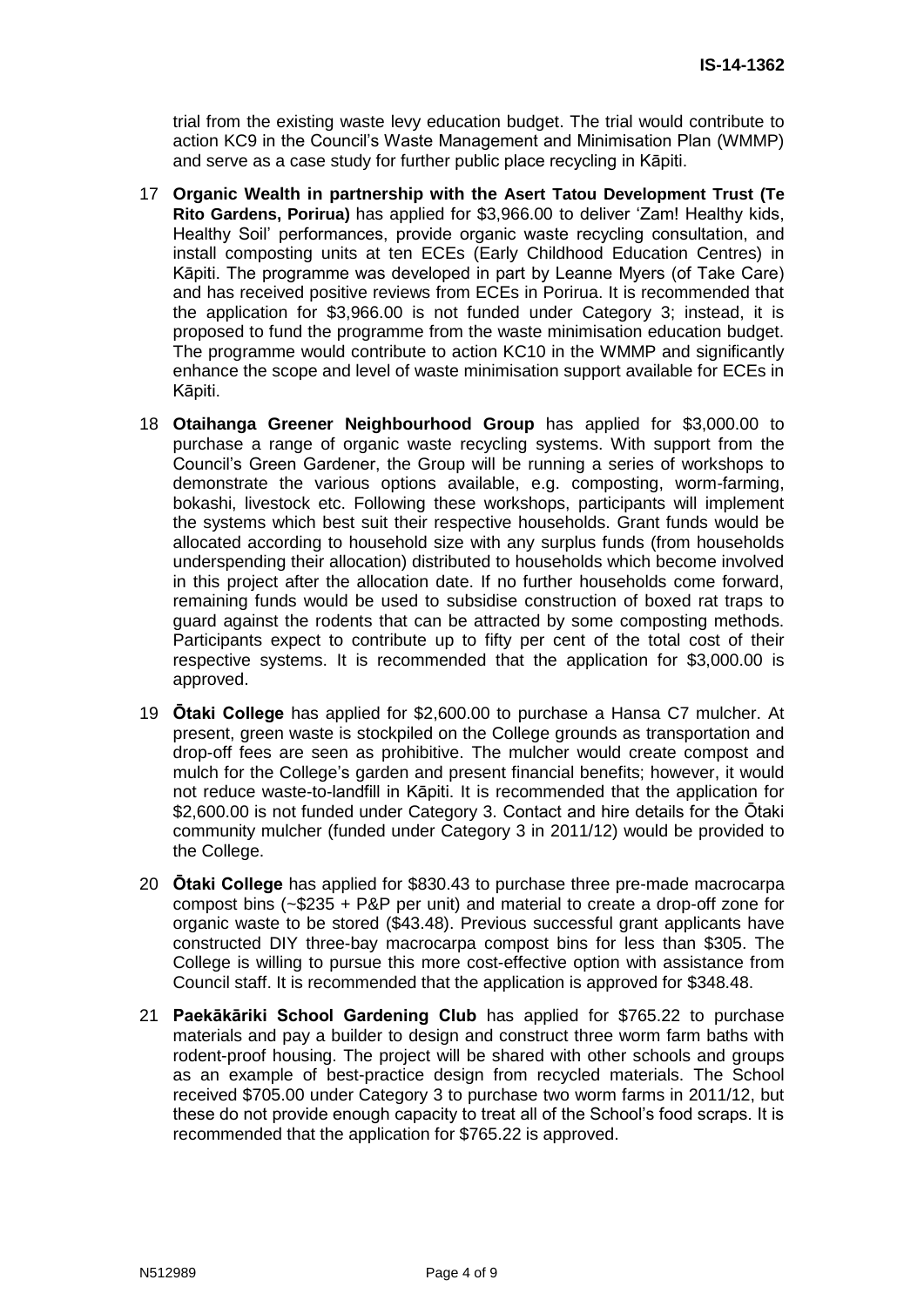trial from the existing waste levy education budget. The trial would contribute to action KC9 in the Council's Waste Management and Minimisation Plan (WMMP) and serve as a case study for further public place recycling in Kāpiti.

17 **Organic Wealth in partnership with the Asert Tatou Development Trust (Te Rito Gardens, Porirua)** has applied for $3,966.00 to deliver 'Zam! Healthy kids, Healthy Soil' performances, provide organic waste recycling consultation, and install composting units at ten ECEs (Early Childhood Education Centres) in Kāpiti. The programme was developed in part by Leanne Myers (of Take Care) and has received positive reviews from ECEs in Porirua. It is recommended that the application for $3,966.00 is not funded under Category 3; instead, it is proposed to fund the programme from the waste minimisation education budget. The programme would contribute to action KC10 in the WMMP and significantly enhance the scope and level of waste minimisation support available for ECEs in Kāpiti.

18 **Otaihanga Greener Neighbourhood Group** has applied for $3,000.00 to purchase a range of organic waste recycling systems. With support from the Council's Green Gardener, the Group will be running a series of workshops to demonstrate the various options available, e.g. composting, worm-farming, bokashi, livestock etc. Following these workshops, participants will implement the systems which best suit their respective households. Grant funds would be allocated according to household size with any surplus funds (from households underspending their allocation) distributed to households which become involved in this project after the allocation date. If no further households come forward, remaining funds would be used to subsidise construction of boxed rat traps to guard against the rodents that can be attracted by some composting methods. Participants expect to contribute up to fifty per cent of the total cost of their respective systems. It is recommended that the application for $3,000.00 is approved.

19 **Ōtaki College** has applied for $2,600.00 to purchase a Hansa C7 mulcher. At present, green waste is stockpiled on the College grounds as transportation and drop-off fees are seen as prohibitive. The mulcher would create compost and mulch for the College's garden and present financial benefits; however, it would not reduce waste-to-landfill in Kāpiti. It is recommended that the application for $2,600.00 is not funded under Category 3. Contact and hire details for the Ōtaki community mulcher (funded under Category 3 in 2011/12) would be provided to the College.

20 **Ōtaki College** has applied for $830.43 to purchase three pre-made macrocarpa compost bins (~$235 + P&P per unit) and material to create a drop-off zone for organic waste to be stored ($43.48). Previous successful grant applicants have constructed DIY three-bay macrocarpa compost bins for less than $305. The College is willing to pursue this more cost-effective option with assistance from Council staff. It is recommended that the application is approved for $348.48.

21 **Paekākāriki School Gardening Club** has applied for $765.22 to purchase materials and pay a builder to design and construct three worm farm baths with rodent-proof housing. The project will be shared with other schools and groups as an example of best-practice design from recycled materials. The School received $705.00 under Category 3 to purchase two worm farms in 2011/12, but these do not provide enough capacity to treat all of the School's food scraps. It is recommended that the application for $765.22 is approved.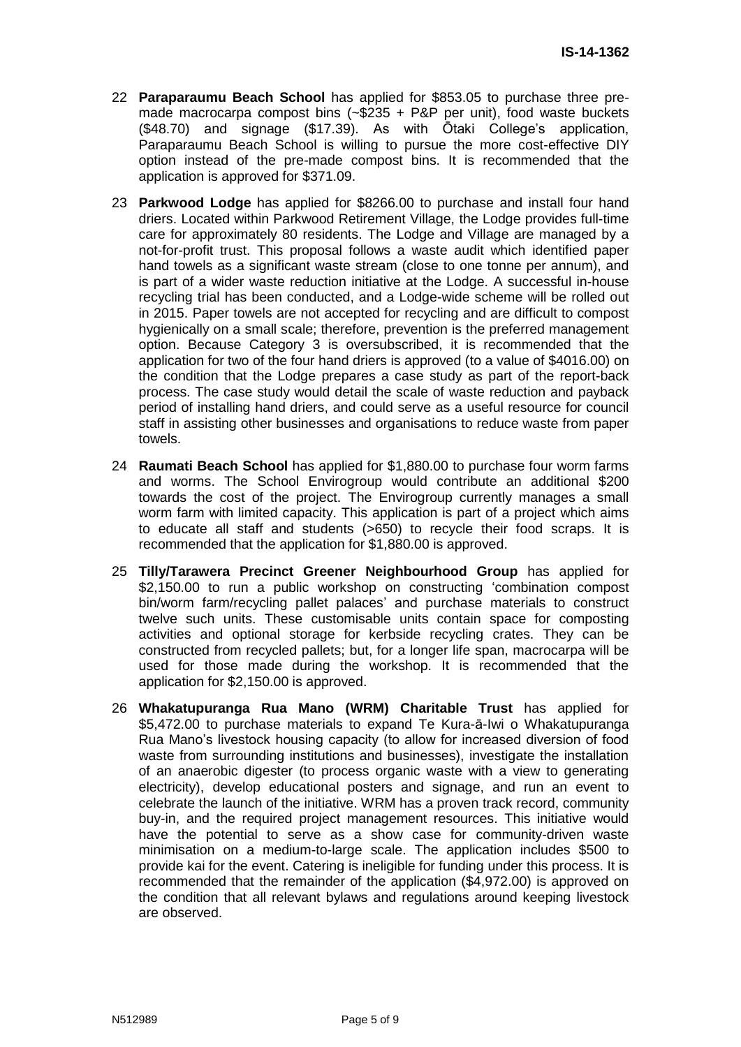22 **Paraparaumu Beach School** has applied for $853.05 to purchase three pre-made macrocarpa compost bins (~$235 + P&P per unit), food waste buckets ($48.70) and signage ($17.39). As with Ōtaki College's application, Paraparaumu Beach School is willing to pursue the more cost-effective DIY option instead of the pre-made compost bins. It is recommended that the application is approved for $371.09.

23 **Parkwood Lodge** has applied for $8266.00 to purchase and install four hand driers. Located within Parkwood Retirement Village, the Lodge provides full-time care for approximately 80 residents. The Lodge and Village are managed by a not-for-profit trust. This proposal follows a waste audit which identified paper hand towels as a significant waste stream (close to one tonne per annum), and is part of a wider waste reduction initiative at the Lodge. A successful in-house recycling trial has been conducted, and a Lodge-wide scheme will be rolled out in 2015. Paper towels are not accepted for recycling and are difficult to compost hygienically on a small scale; therefore, prevention is the preferred management option. Because Category 3 is oversubscribed, it is recommended that the application for two of the four hand driers is approved (to a value of $4016.00) on the condition that the Lodge prepares a case study as part of the report-back process. The case study would detail the scale of waste reduction and payback period of installing hand driers, and could serve as a useful resource for council staff in assisting other businesses and organisations to reduce waste from paper towels.

24 **Raumati Beach School** has applied for $1,880.00 to purchase four worm farms and worms. The School Envirogroup would contribute an additional $200 towards the cost of the project. The Envirogroup currently manages a small worm farm with limited capacity. This application is part of a project which aims to educate all staff and students (>650) to recycle their food scraps. It is recommended that the application for $1,880.00 is approved.

25 **Tilly/Tarawera Precinct Greener Neighbourhood Group** has applied for $2,150.00 to run a public workshop on constructing 'combination compost bin/worm farm/recycling pallet palaces' and purchase materials to construct twelve such units. These customisable units contain space for composting activities and optional storage for kerbside recycling crates. They can be constructed from recycled pallets; but, for a longer life span, macrocarpa will be used for those made during the workshop. It is recommended that the application for $2,150.00 is approved.

26 **Whakatupuranga Rua Mano (WRM) Charitable Trust** has applied for $5,472.00 to purchase materials to expand Te Kura-ā-Iwi o Whakatupuranga Rua Mano's livestock housing capacity (to allow for increased diversion of food waste from surrounding institutions and businesses), investigate the installation of an anaerobic digester (to process organic waste with a view to generating electricity), develop educational posters and signage, and run an event to celebrate the launch of the initiative. WRM has a proven track record, community buy-in, and the required project management resources. This initiative would have the potential to serve as a show case for community-driven waste minimisation on a medium-to-large scale. The application includes $500 to provide kai for the event. Catering is ineligible for funding under this process. It is recommended that the remainder of the application ($4,972.00) is approved on the condition that all relevant bylaws and regulations around keeping livestock are observed.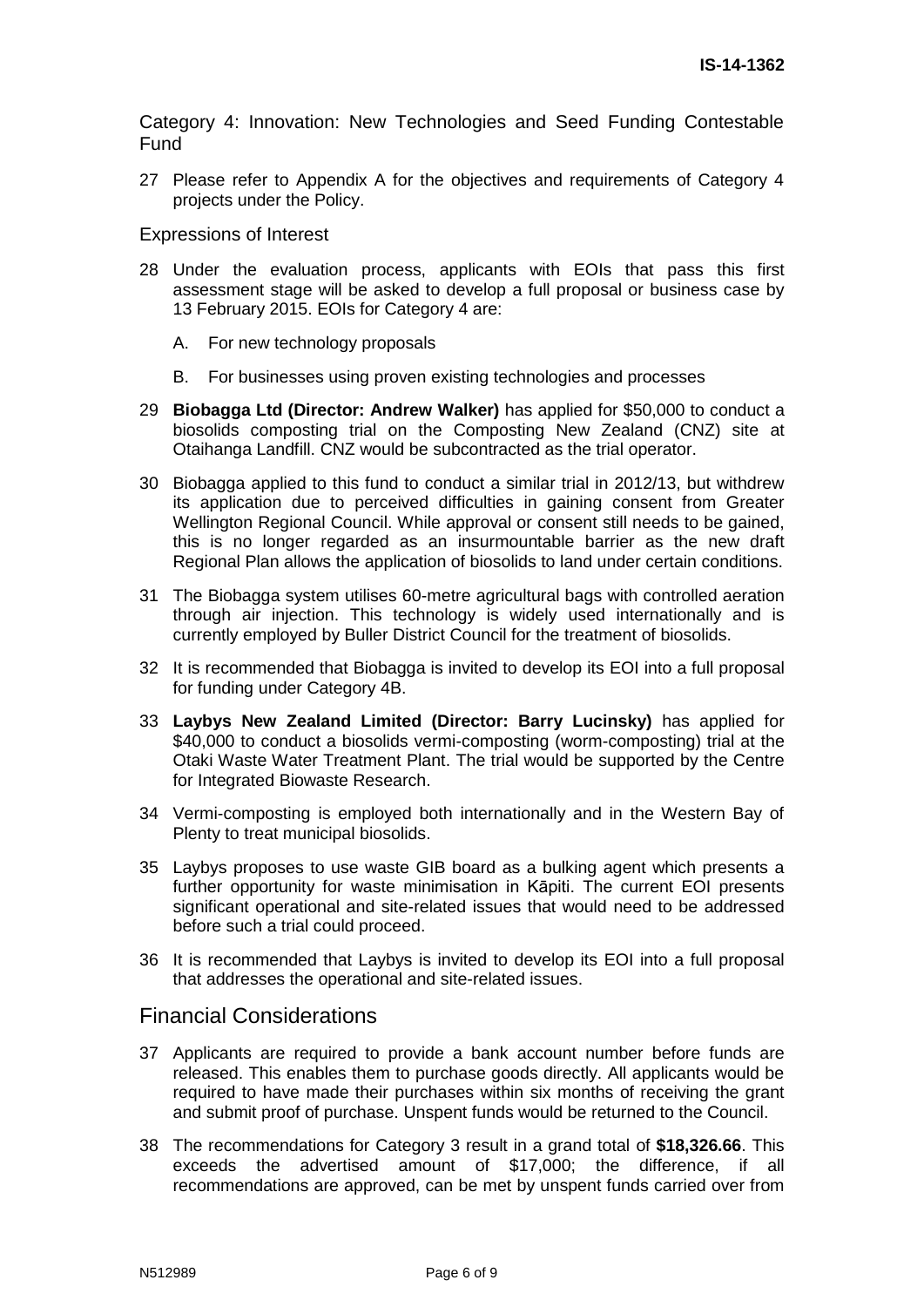Category 4: Innovation: New Technologies and Seed Funding Contestable Fund

27 Please refer to Appendix A for the objectives and requirements of Category 4 projects under the Policy.

Expressions of Interest

28 Under the evaluation process, applicants with EOIs that pass this first assessment stage will be asked to develop a full proposal or business case by 13 February 2015. EOIs for Category 4 are:

A. For new technology proposals

B. For businesses using proven existing technologies and processes

29 **Biobagga Ltd (Director: Andrew Walker)** has applied for $50,000 to conduct a biosolids composting trial on the Composting New Zealand (CNZ) site at Otaihanga Landfill. CNZ would be subcontracted as the trial operator.

30 Biobagga applied to this fund to conduct a similar trial in 2012/13, but withdrew its application due to perceived difficulties in gaining consent from Greater Wellington Regional Council. While approval or consent still needs to be gained, this is no longer regarded as an insurmountable barrier as the new draft Regional Plan allows the application of biosolids to land under certain conditions.

31 The Biobagga system utilises 60-metre agricultural bags with controlled aeration through air injection. This technology is widely used internationally and is currently employed by Buller District Council for the treatment of biosolids.

32 It is recommended that Biobagga is invited to develop its EOI into a full proposal for funding under Category 4B.

33 **Laybys New Zealand Limited (Director: Barry Lucinsky)** has applied for $40,000 to conduct a biosolids vermi-composting (worm-composting) trial at the Otaki Waste Water Treatment Plant. The trial would be supported by the Centre for Integrated Biowaste Research.

34 Vermi-composting is employed both internationally and in the Western Bay of Plenty to treat municipal biosolids.

35 Laybys proposes to use waste GIB board as a bulking agent which presents a further opportunity for waste minimisation in Kāpiti. The current EOI presents significant operational and site-related issues that would need to be addressed before such a trial could proceed.

36 It is recommended that Laybys is invited to develop its EOI into a full proposal that addresses the operational and site-related issues.

## Financial Considerations

37 Applicants are required to provide a bank account number before funds are released. This enables them to purchase goods directly. All applicants would be required to have made their purchases within six months of receiving the grant and submit proof of purchase. Unspent funds would be returned to the Council.

38 The recommendations for Category 3 result in a grand total of **$18,326.66**. This exceeds the advertised amount of $17,000; the difference, if all recommendations are approved, can be met by unspent funds carried over from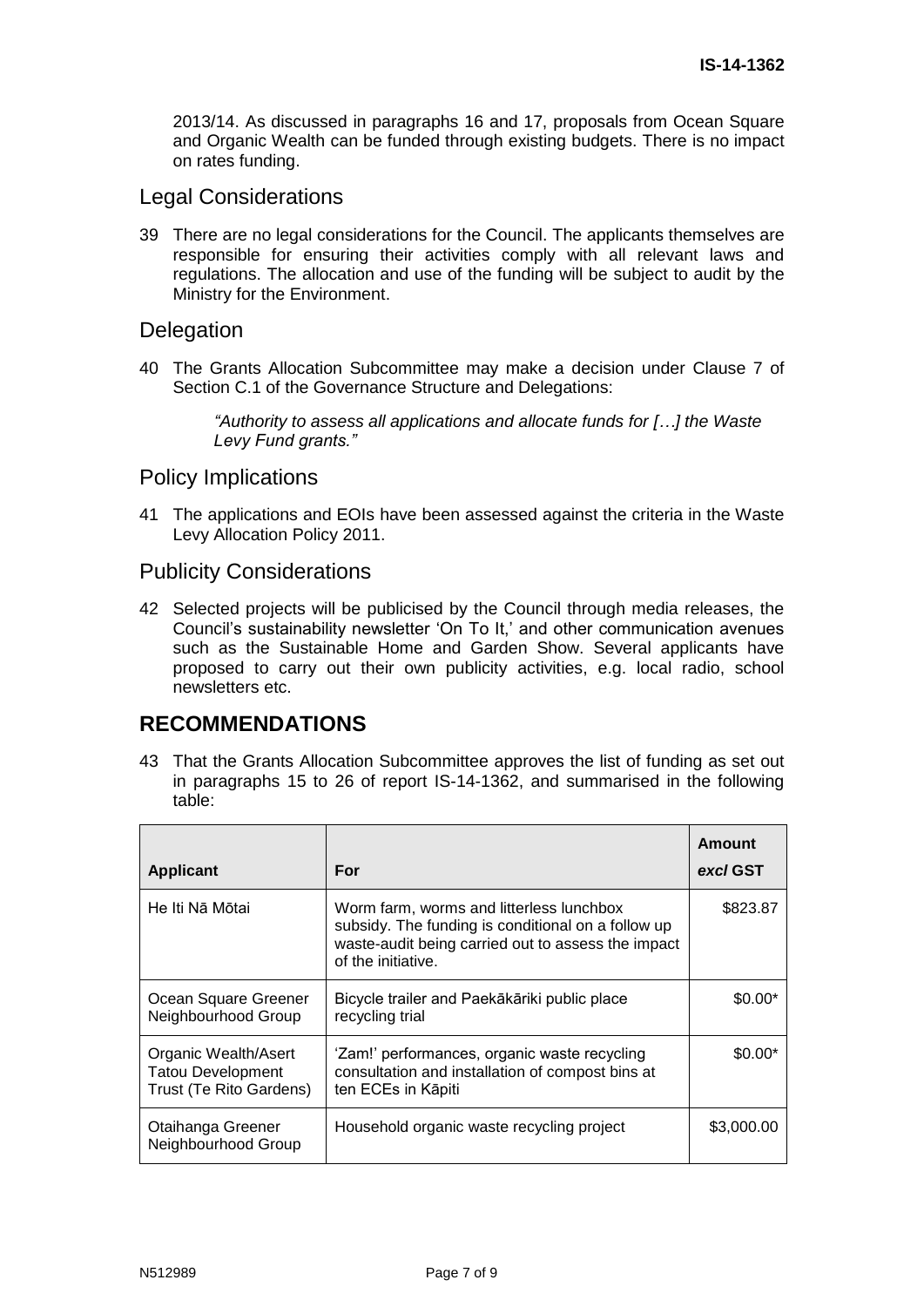2013/14. As discussed in paragraphs 16 and 17, proposals from Ocean Square and Organic Wealth can be funded through existing budgets. There is no impact on rates funding.

## Legal Considerations

39 There are no legal considerations for the Council. The applicants themselves are responsible for ensuring their activities comply with all relevant laws and regulations. The allocation and use of the funding will be subject to audit by the Ministry for the Environment.

## Delegation

40 The Grants Allocation Subcommittee may make a decision under Clause 7 of Section C.1 of the Governance Structure and Delegations:

> *"Authority to assess all applications and allocate funds for […] the Waste Levy Fund grants."*

## Policy Implications

41 The applications and EOIs have been assessed against the criteria in the Waste Levy Allocation Policy 2011.

## Publicity Considerations

42 Selected projects will be publicised by the Council through media releases, the Council's sustainability newsletter 'On To It,' and other communication avenues such as the Sustainable Home and Garden Show. Several applicants have proposed to carry out their own publicity activities, e.g. local radio, school newsletters etc.

# RECOMMENDATIONS

43 That the Grants Allocation Subcommittee approves the list of funding as set out in paragraphs 15 to 26 of report IS-14-1362, and summarised in the following table:

| Applicant | For | Amount *excl* GST |
|---|---|---|
| He Iti Nā Mōtai | Worm farm, worms and litterless lunchbox subsidy. The funding is conditional on a follow up waste-audit being carried out to assess the impact of the initiative. | $823.87 |
| Ocean Square Greener Neighbourhood Group | Bicycle trailer and Paekākāriki public place recycling trial | $0.00* |
| Organic Wealth/Asert Tatou Development Trust (Te Rito Gardens) | 'Zam!' performances, organic waste recycling consultation and installation of compost bins at ten ECEs in Kāpiti | $0.00* |
| Otaihanga Greener Neighbourhood Group | Household organic waste recycling project | $3,000.00 |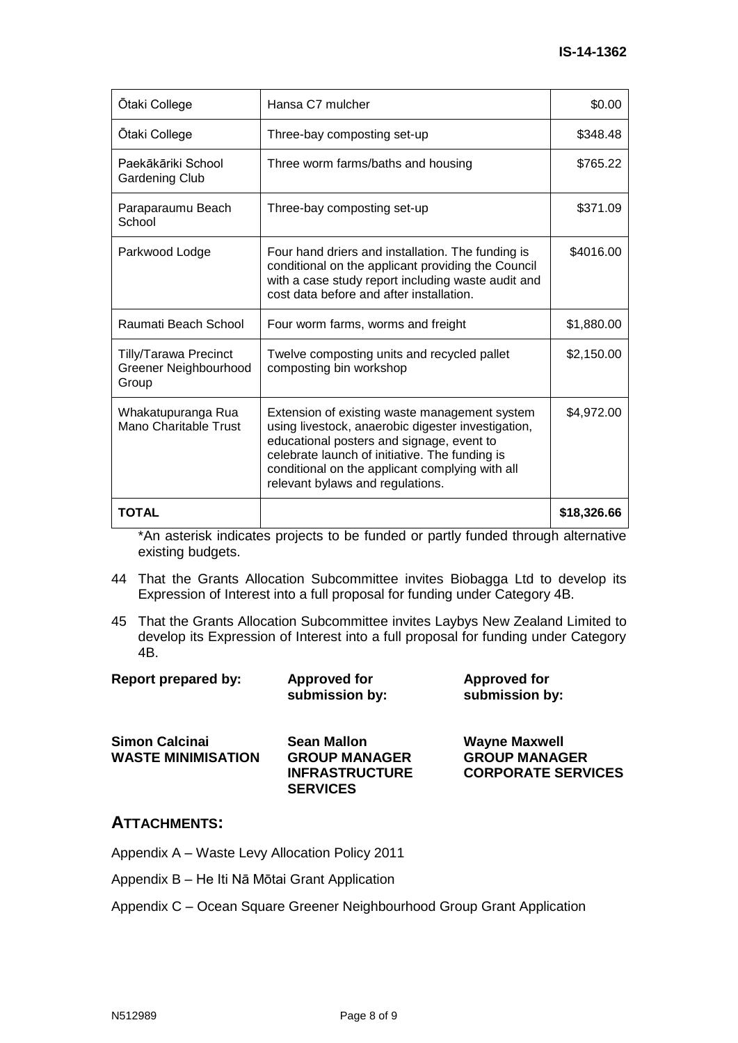| Ōtaki College | Hansa C7 mulcher | $0.00 |
|---|---|---|
| Ōtaki College | Three-bay composting set-up | $348.48 |
| Paekākāriki School Gardening Club | Three worm farms/baths and housing | $765.22 |
| Paraparaumu Beach School | Three-bay composting set-up | $371.09 |
| Parkwood Lodge | Four hand driers and installation. The funding is conditional on the applicant providing the Council with a case study report including waste audit and cost data before and after installation. | $4016.00 |
| Raumati Beach School | Four worm farms, worms and freight | $1,880.00 |
| Tilly/Tarawa Precinct Greener Neighbourhood Group | Twelve composting units and recycled pallet composting bin workshop | $2,150.00 |
| Whakatupuranga Rua Mano Charitable Trust | Extension of existing waste management system using livestock, anaerobic digester investigation, educational posters and signage, event to celebrate launch of initiative. The funding is conditional on the applicant complying with all relevant bylaws and regulations. | $4,972.00 |
| **TOTAL** | | **$18,326.66** |

*An asterisk indicates projects to be funded or partly funded through alternative existing budgets.

44 That the Grants Allocation Subcommittee invites Biobagga Ltd to develop its Expression of Interest into a full proposal for funding under Category 4B.

45 That the Grants Allocation Subcommittee invites Laybys New Zealand Limited to develop its Expression of Interest into a full proposal for funding under Category 4B.

| **Report prepared by:** | **Approved for submission by:** | **Approved for submission by:** |
|---|---|---|
| **Simon Calcinai**<br>**WASTE MINIMISATION** | **Sean Mallon**<br>**GROUP MANAGER INFRASTRUCTURE SERVICES** | **Wayne Maxwell**<br>**GROUP MANAGER CORPORATE SERVICES** |

## ATTACHMENTS:

Appendix A – Waste Levy Allocation Policy 2011

Appendix B – He Iti Nā Mōtai Grant Application

Appendix C – Ocean Square Greener Neighbourhood Group Grant Application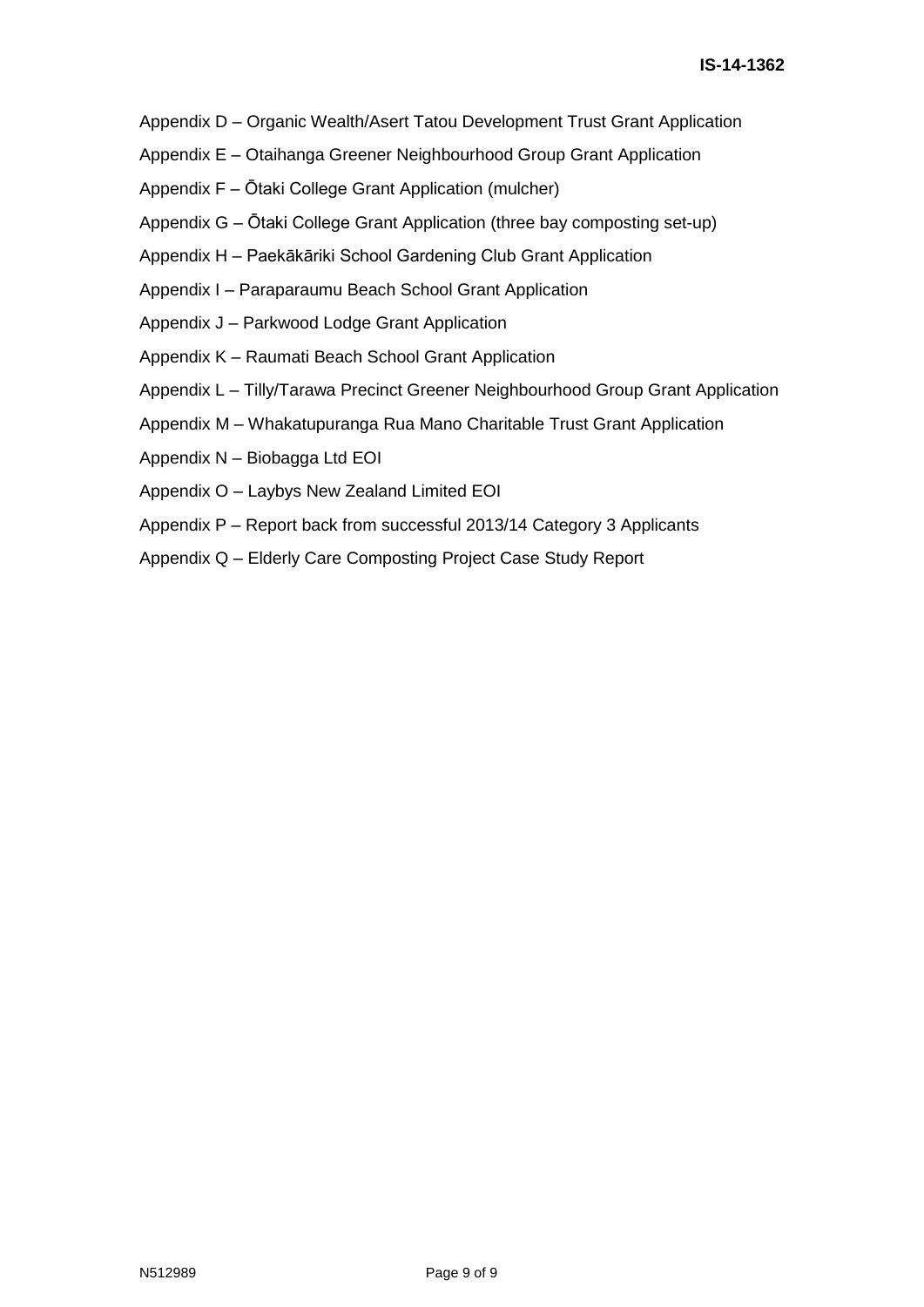Appendix D – Organic Wealth/Asert Tatou Development Trust Grant Application

Appendix E – Otaihanga Greener Neighbourhood Group Grant Application

Appendix F – Ōtaki College Grant Application (mulcher)

Appendix G – Ōtaki College Grant Application (three bay composting set-up)

Appendix H – Paekākāriki School Gardening Club Grant Application

Appendix I – Paraparaumu Beach School Grant Application

Appendix J – Parkwood Lodge Grant Application

Appendix K – Raumati Beach School Grant Application

Appendix L – Tilly/Tarawa Precinct Greener Neighbourhood Group Grant Application

Appendix M – Whakatupuranga Rua Mano Charitable Trust Grant Application

Appendix N – Biobagga Ltd EOI

Appendix O – Laybys New Zealand Limited EOI

Appendix P – Report back from successful 2013/14 Category 3 Applicants

Appendix Q – Elderly Care Composting Project Case Study Report